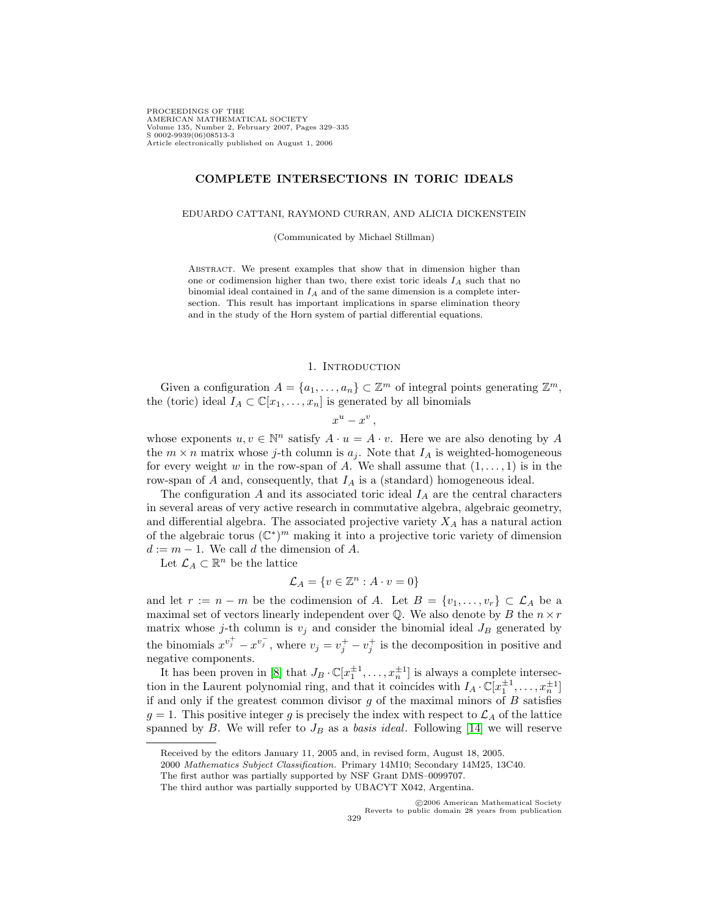# COMPLETE INTERSECTIONS IN TORIC IDEALS

EDUARDO CATTANI, RAYMOND CURRAN, AND ALICIA DICKENSTEIN

(Communicated by Michael Stillman)

ABSTRACT. We present examples that show that in dimension higher than one or codimension higher than two, there exist toric ideals $I_A$ such that no binomial ideal contained in $I_A$ and of the same dimension is a complete intersection. This result has important implications in sparse elimination theory and in the study of the Horn system of partial differential equations.

## 1. Introduction

Given a configuration $A = \{a_1, \ldots, a_n\} \subset \mathbb{Z}^m$ of integral points generating $\mathbb{Z}^m$, the (toric) ideal $I_A \subset \mathbb{C}[x_1, \ldots, x_n]$ is generated by all binomials

$$x^u - x^v ,$$

whose exponents $u, v \in \mathbb{N}^n$ satisfy $A \cdot u = A \cdot v$. Here we are also denoting by $A$ the $m \times n$ matrix whose $j$-th column is $a_j$. Note that $I_A$ is weighted-homogeneous for every weight $w$ in the row-span of $A$. We shall assume that $(1, \ldots, 1)$ is in the row-span of $A$ and, consequently, that $I_A$ is a (standard) homogeneous ideal.

The configuration $A$ and its associated toric ideal $I_A$ are the central characters in several areas of very active research in commutative algebra, algebraic geometry, and differential algebra. The associated projective variety $X_A$ has a natural action of the algebraic torus $(\mathbb{C}^*)^m$ making it into a projective toric variety of dimension $d := m - 1$. We call $d$ the dimension of $A$.

Let $\mathcal{L}_A \subset \mathbb{R}^n$ be the lattice

$$\mathcal{L}_A = \{v \in \mathbb{Z}^n : A \cdot v = 0\}$$

and let $r := n - m$ be the codimension of $A$. Let $B = \{v_1, \ldots, v_r\} \subset \mathcal{L}_A$ be a maximal set of vectors linearly independent over $\mathbb{Q}$. We also denote by $B$ the $n \times r$ matrix whose $j$-th column is $v_j$ and consider the binomial ideal $J_B$ generated by the binomials $x^{v_j^+} - x^{v_j^-}$, where $v_j = v_j^+ - v_j^+$ is the decomposition in positive and negative components.

It has been proven in [8] that $J_B \cdot \mathbb{C}[x_1^{\pm 1}, \ldots, x_n^{\pm 1}]$ is always a complete intersection in the Laurent polynomial ring, and that it coincides with $I_A \cdot \mathbb{C}[x_1^{\pm 1}, \ldots, x_n^{\pm 1}]$ if and only if the greatest common divisor $g$ of the maximal minors of $B$ satisfies $g = 1$. This positive integer $g$ is precisely the index with respect to $\mathcal{L}_A$ of the lattice spanned by $B$. We will refer to $J_B$ as a *basis ideal*. Following [14] we will reserve

---

Received by the editors January 11, 2005 and, in revised form, August 18, 2005.

2000 *Mathematics Subject Classification.* Primary 14M10; Secondary 14M25, 13C40.

The first author was partially supported by NSF Grant DMS–0099707.

The third author was partially supported by UBACYT X042, Argentina.

©2006 American Mathematical Society
Reverts to public domain 28 years from publication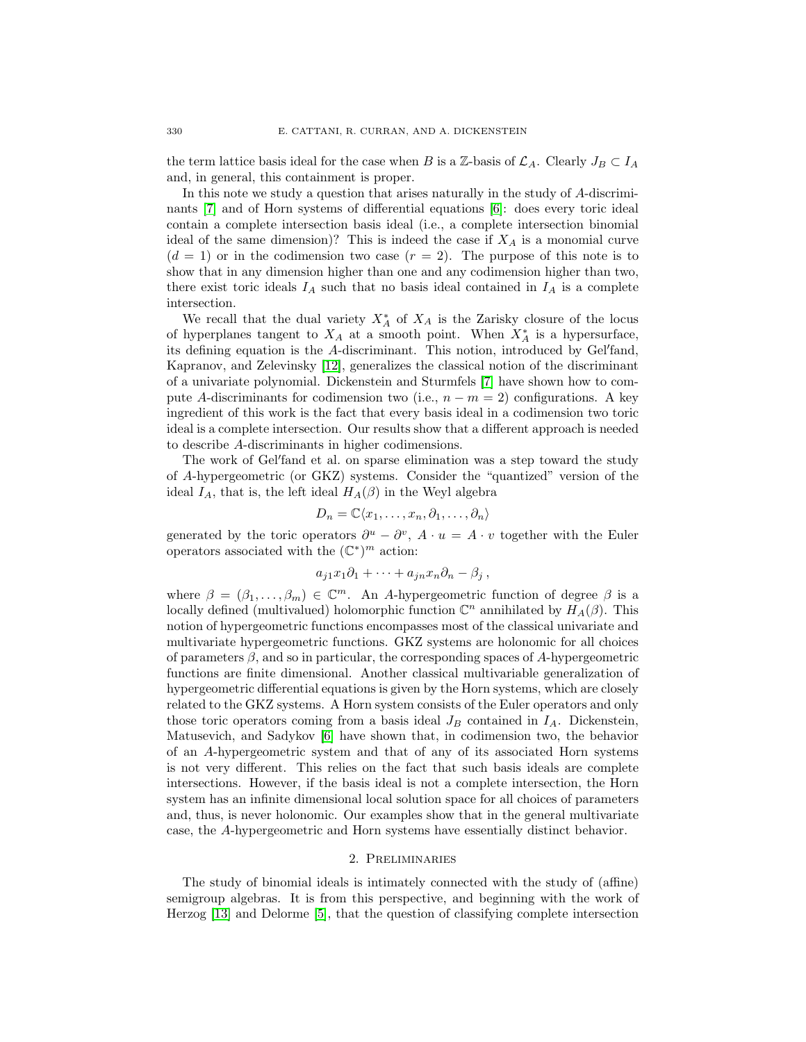the term lattice basis ideal for the case when $B$ is a $\mathbb{Z}$-basis of $\mathcal{L}_A$. Clearly $J_B \subset I_A$ and, in general, this containment is proper.

In this note we study a question that arises naturally in the study of $A$-discriminants [7] and of Horn systems of differential equations [6]: does every toric ideal contain a complete intersection basis ideal (i.e., a complete intersection binomial ideal of the same dimension)? This is indeed the case if $X_A$ is a monomial curve ($d = 1$) or in the codimension two case ($r = 2$). The purpose of this note is to show that in any dimension higher than one and any codimension higher than two, there exist toric ideals $I_A$ such that no basis ideal contained in $I_A$ is a complete intersection.

We recall that the dual variety $X_A^*$ of $X_A$ is the Zarisky closure of the locus of hyperplanes tangent to $X_A$ at a smooth point. When $X_A^*$ is a hypersurface, its defining equation is the $A$-discriminant. This notion, introduced by Gel′fand, Kapranov, and Zelevinsky [12], generalizes the classical notion of the discriminant of a univariate polynomial. Dickenstein and Sturmfels [7] have shown how to compute $A$-discriminants for codimension two (i.e., $n - m = 2$) configurations. A key ingredient of this work is the fact that every basis ideal in a codimension two toric ideal is a complete intersection. Our results show that a different approach is needed to describe $A$-discriminants in higher codimensions.

The work of Gel′fand et al. on sparse elimination was a step toward the study of $A$-hypergeometric (or GKZ) systems. Consider the "quantized" version of the ideal $I_A$, that is, the left ideal $H_A(\beta)$ in the Weyl algebra

$$D_n = \mathbb{C}\langle x_1, \ldots, x_n, \partial_1, \ldots, \partial_n \rangle$$

generated by the toric operators $\partial^u - \partial^v$, $A \cdot u = A \cdot v$ together with the Euler operators associated with the $(\mathbb{C}^*)^m$ action:

$$a_{j1}x_1\partial_1 + \cdots + a_{jn}x_n\partial_n - \beta_j\,,$$

where $\beta = (\beta_1, \ldots, \beta_m) \in \mathbb{C}^m$. An $A$-hypergeometric function of degree $\beta$ is a locally defined (multivalued) holomorphic function $\mathbb{C}^n$ annihilated by $H_A(\beta)$. This notion of hypergeometric functions encompasses most of the classical univariate and multivariate hypergeometric functions. GKZ systems are holonomic for all choices of parameters $\beta$, and so in particular, the corresponding spaces of $A$-hypergeometric functions are finite dimensional. Another classical multivariable generalization of hypergeometric differential equations is given by the Horn systems, which are closely related to the GKZ systems. A Horn system consists of the Euler operators and only those toric operators coming from a basis ideal $J_B$ contained in $I_A$. Dickenstein, Matusevich, and Sadykov [6] have shown that, in codimension two, the behavior of an $A$-hypergeometric system and that of any of its associated Horn systems is not very different. This relies on the fact that such basis ideals are complete intersections. However, if the basis ideal is not a complete intersection, the Horn system has an infinite dimensional local solution space for all choices of parameters and, thus, is never holonomic. Our examples show that in the general multivariate case, the $A$-hypergeometric and Horn systems have essentially distinct behavior.

## 2. Preliminaries

The study of binomial ideals is intimately connected with the study of (affine) semigroup algebras. It is from this perspective, and beginning with the work of Herzog [13] and Delorme [5], that the question of classifying complete intersection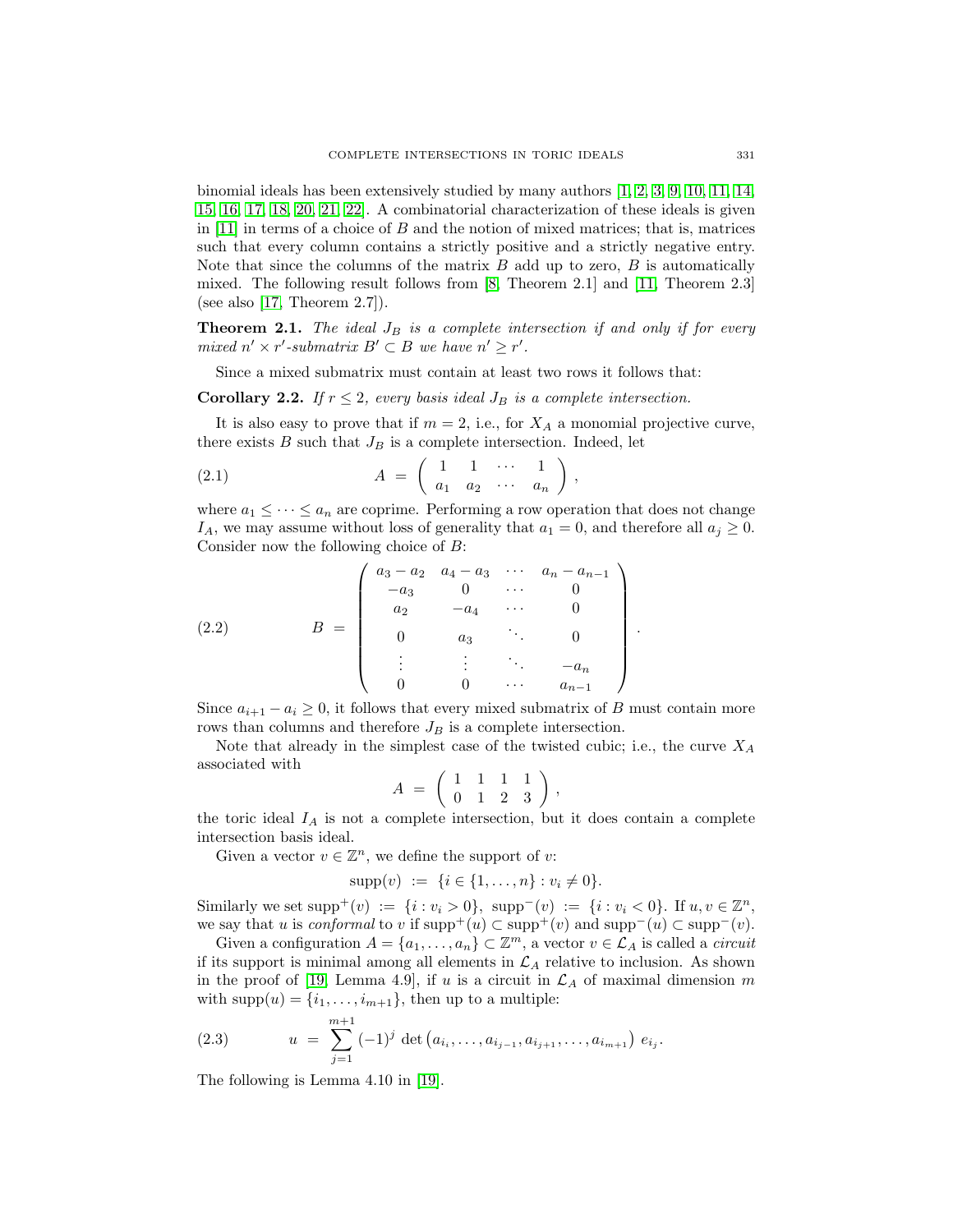binomial ideals has been extensively studied by many authors [1, 2, 3, 9, 10, 11, 14, 15, 16, 17, 18, 20, 21, 22]. A combinatorial characterization of these ideals is given in [11] in terms of a choice of $B$ and the notion of mixed matrices; that is, matrices such that every column contains a strictly positive and a strictly negative entry. Note that since the columns of the matrix $B$ add up to zero, $B$ is automatically mixed. The following result follows from [8, Theorem 2.1] and [11, Theorem 2.3] (see also [17, Theorem 2.7]).

**Theorem 2.1.** *The ideal $J_B$ is a complete intersection if and only if for every mixed $n' \times r'$-submatrix $B' \subset B$ we have $n' \geq r'$.*

Since a mixed submatrix must contain at least two rows it follows that:

**Corollary 2.2.** *If $r \leq 2$, every basis ideal $J_B$ is a complete intersection.*

It is also easy to prove that if $m = 2$, i.e., for $X_A$ a monomial projective curve, there exists $B$ such that $J_B$ is a complete intersection. Indeed, let

$$A \;=\; \begin{pmatrix} 1 & 1 & \cdots & 1 \\ a_1 & a_2 & \cdots & a_n \end{pmatrix}, \tag{2.1}$$

where $a_1 \leq \cdots \leq a_n$ are coprime. Performing a row operation that does not change $I_A$, we may assume without loss of generality that $a_1 = 0$, and therefore all $a_j \geq 0$. Consider now the following choice of $B$:

$$B \;=\; \begin{pmatrix} a_3 - a_2 & a_4 - a_3 & \cdots & a_n - a_{n-1} \\ -a_3 & 0 & \cdots & 0 \\ a_2 & -a_4 & \cdots & 0 \\ 0 & a_3 & \ddots & 0 \\ \vdots & \vdots & \ddots & -a_n \\ 0 & 0 & \cdots & a_{n-1} \end{pmatrix}. \tag{2.2}$$

Since $a_{i+1} - a_i \geq 0$, it follows that every mixed submatrix of $B$ must contain more rows than columns and therefore $J_B$ is a complete intersection.

Note that already in the simplest case of the twisted cubic; i.e., the curve $X_A$ associated with

$$A \;=\; \begin{pmatrix} 1 & 1 & 1 & 1 \\ 0 & 1 & 2 & 3 \end{pmatrix},$$

the toric ideal $I_A$ is not a complete intersection, but it does contain a complete intersection basis ideal.

Given a vector $v \in \mathbb{Z}^n$, we define the support of $v$:

$$\operatorname{supp}(v) \;:=\; \{i \in \{1, \ldots, n\} : v_i \neq 0\}.$$

Similarly we set $\operatorname{supp}^+(v) \;:=\; \{i : v_i > 0\}$, $\operatorname{supp}^-(v) \;:=\; \{i : v_i < 0\}$. If $u, v \in \mathbb{Z}^n$, we say that $u$ is *conformal* to $v$ if $\operatorname{supp}^+(u) \subset \operatorname{supp}^+(v)$ and $\operatorname{supp}^-(u) \subset \operatorname{supp}^-(v)$.

Given a configuration $A = \{a_1, \ldots, a_n\} \subset \mathbb{Z}^m$, a vector $v \in \mathcal{L}_A$ is called a *circuit* if its support is minimal among all elements in $\mathcal{L}_A$ relative to inclusion. As shown in the proof of [19, Lemma 4.9], if $u$ is a circuit in $\mathcal{L}_A$ of maximal dimension $m$ with $\operatorname{supp}(u) = \{i_1, \ldots, i_{m+1}\}$, then up to a multiple:

$$u \;=\; \sum_{j=1}^{m+1} (-1)^j \, \det\left(a_{i_i}, \ldots, a_{i_{j-1}}, a_{i_{j+1}}, \ldots, a_{i_{m+1}}\right) \, e_{i_j}. \tag{2.3}$$

The following is Lemma 4.10 in [19].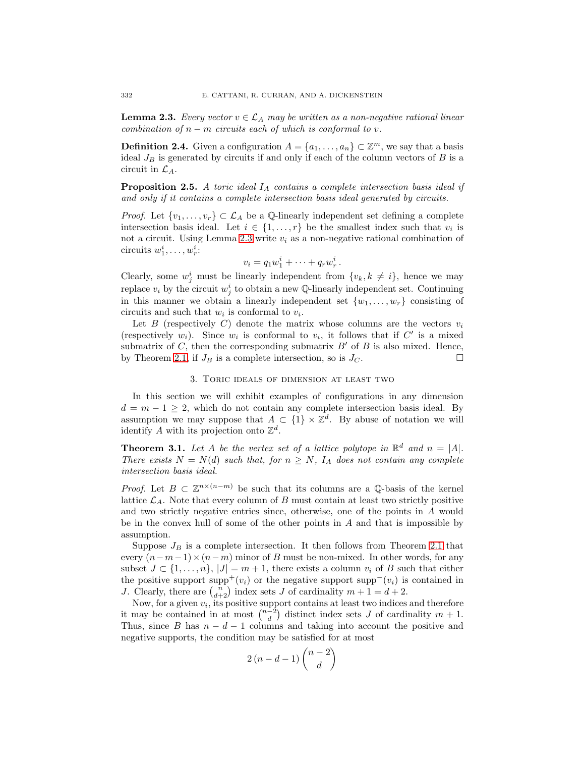**Lemma 2.3.** *Every vector $v \in \mathcal{L}_A$ may be written as a non-negative rational linear combination of $n - m$ circuits each of which is conformal to $v$.*

**Definition 2.4.** Given a configuration $A = \{a_1, \ldots, a_n\} \subset \mathbb{Z}^m$, we say that a basis ideal $J_B$ is generated by circuits if and only if each of the column vectors of $B$ is a circuit in $\mathcal{L}_A$.

**Proposition 2.5.** *A toric ideal $I_A$ contains a complete intersection basis ideal if and only if it contains a complete intersection basis ideal generated by circuits.*

*Proof.* Let $\{v_1, \ldots, v_r\} \subset \mathcal{L}_A$ be a $\mathbb{Q}$-linearly independent set defining a complete intersection basis ideal. Let $i \in \{1, \ldots, r\}$ be the smallest index such that $v_i$ is not a circuit. Using Lemma 2.3 write $v_i$ as a non-negative rational combination of circuits $w_1^i, \ldots, w_r^i$:

$$v_i = q_1 w_1^i + \cdots + q_r w_r^i\,.$$

Clearly, some $w_j^i$ must be linearly independent from $\{v_k, k \neq i\}$, hence we may replace $v_i$ by the circuit $w_j^i$ to obtain a new $\mathbb{Q}$-linearly independent set. Continuing in this manner we obtain a linearly independent set $\{w_1, \ldots, w_r\}$ consisting of circuits and such that $w_i$ is conformal to $v_i$.

Let $B$ (respectively $C$) denote the matrix whose columns are the vectors $v_i$ (respectively $w_i$). Since $w_i$ is conformal to $v_i$, it follows that if $C'$ is a mixed submatrix of $C$, then the corresponding submatrix $B'$ of $B$ is also mixed. Hence, by Theorem 2.1, if $J_B$ is a complete intersection, so is $J_C$. $\square$

## 3. Toric ideals of dimension at least two

In this section we will exhibit examples of configurations in any dimension $d = m - 1 \geq 2$, which do not contain any complete intersection basis ideal. By assumption we may suppose that $A \subset \{1\} \times \mathbb{Z}^d$. By abuse of notation we will identify $A$ with its projection onto $\mathbb{Z}^d$.

**Theorem 3.1.** *Let $A$ be the vertex set of a lattice polytope in $\mathbb{R}^d$ and $n = |A|$. There exists $N = N(d)$ such that, for $n \geq N$, $I_A$ does not contain any complete intersection basis ideal.*

*Proof.* Let $B \subset \mathbb{Z}^{n \times (n-m)}$ be such that its columns are a $\mathbb{Q}$-basis of the kernel lattice $\mathcal{L}_A$. Note that every column of $B$ must contain at least two strictly positive and two strictly negative entries since, otherwise, one of the points in $A$ would be in the convex hull of some of the other points in $A$ and that is impossible by assumption.

Suppose $J_B$ is a complete intersection. It then follows from Theorem 2.1 that every $(n-m-1) \times (n-m)$ minor of $B$ must be non-mixed. In other words, for any subset $J \subset \{1, \ldots, n\}$, $|J| = m+1$, there exists a column $v_i$ of $B$ such that either the positive support $\text{supp}^+(v_i)$ or the negative support $\text{supp}^-(v_i)$ is contained in $J$. Clearly, there are $\binom{n}{d+2}$ index sets $J$ of cardinality $m + 1 = d + 2$.

Now, for a given $v_i$, its positive support contains at least two indices and therefore it may be contained in at most $\binom{n-2}{d}$ distinct index sets $J$ of cardinality $m + 1$. Thus, since $B$ has $n - d - 1$ columns and taking into account the positive and negative supports, the condition may be satisfied for at most

$$2\,(n - d - 1)\binom{n-2}{d}$$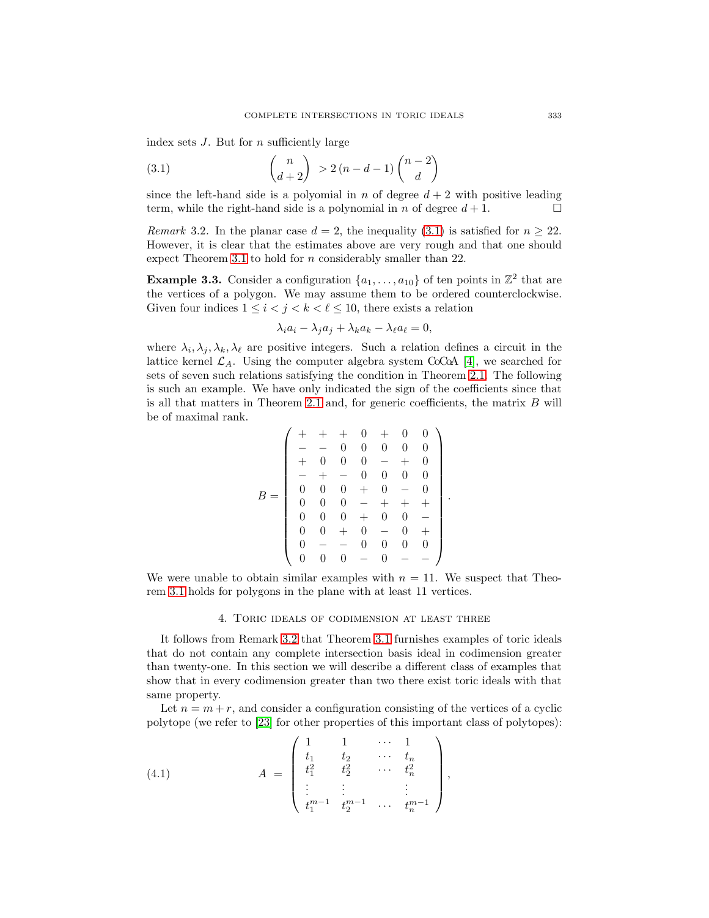index sets $J$. But for $n$ sufficiently large

$$\binom{n}{d+2} > 2\,(n-d-1)\binom{n-2}{d} \tag{3.1}$$

since the left-hand side is a polyomial in $n$ of degree $d+2$ with positive leading term, while the right-hand side is a polynomial in $n$ of degree $d+1$. $\square$

*Remark* 3.2. In the planar case $d=2$, the inequality (3.1) is satisfied for $n \geq 22$. However, it is clear that the estimates above are very rough and that one should expect Theorem 3.1 to hold for $n$ considerably smaller than 22.

**Example 3.3.** Consider a configuration $\{a_1, \ldots, a_{10}\}$ of ten points in $\mathbb{Z}^2$ that are the vertices of a polygon. We may assume them to be ordered counterclockwise. Given four indices $1 \leq i < j < k < \ell \leq 10$, there exists a relation

$$\lambda_i a_i - \lambda_j a_j + \lambda_k a_k - \lambda_\ell a_\ell = 0,$$

where $\lambda_i, \lambda_j, \lambda_k, \lambda_\ell$ are positive integers. Such a relation defines a circuit in the lattice kernel $\mathcal{L}_A$. Using the computer algebra system CoCoA [4], we searched for sets of seven such relations satisfying the condition in Theorem 2.1. The following is such an example. We have only indicated the sign of the coefficients since that is all that matters in Theorem 2.1 and, for generic coefficients, the matrix $B$ will be of maximal rank.

$$B = \begin{pmatrix} + & + & + & 0 & + & 0 & 0 \\ - & - & 0 & 0 & 0 & 0 & 0 \\ + & 0 & 0 & 0 & - & + & 0 \\ - & + & - & 0 & 0 & 0 & 0 \\ 0 & 0 & 0 & + & 0 & - & 0 \\ 0 & 0 & 0 & - & + & + & + \\ 0 & 0 & 0 & + & 0 & 0 & - \\ 0 & 0 & + & 0 & - & 0 & + \\ 0 & - & - & 0 & 0 & 0 & 0 \\ 0 & 0 & 0 & - & 0 & - & - \end{pmatrix}.$$

We were unable to obtain similar examples with $n = 11$. We suspect that Theorem 3.1 holds for polygons in the plane with at least 11 vertices.

## 4. Toric ideals of codimension at least three

It follows from Remark 3.2 that Theorem 3.1 furnishes examples of toric ideals that do not contain any complete intersection basis ideal in codimension greater than twenty-one. In this section we will describe a different class of examples that show that in every codimension greater than two there exist toric ideals with that same property.

Let $n = m + r$, and consider a configuration consisting of the vertices of a cyclic polytope (we refer to [23] for other properties of this important class of polytopes):

$$A = \begin{pmatrix} 1 & 1 & \cdots & 1 \\ t_1 & t_2 & \cdots & t_n \\ t_1^2 & t_2^2 & \cdots & t_n^2 \\ \vdots & \vdots & & \vdots \\ t_1^{m-1} & t_2^{m-1} & \cdots & t_n^{m-1} \end{pmatrix}, \tag{4.1}$$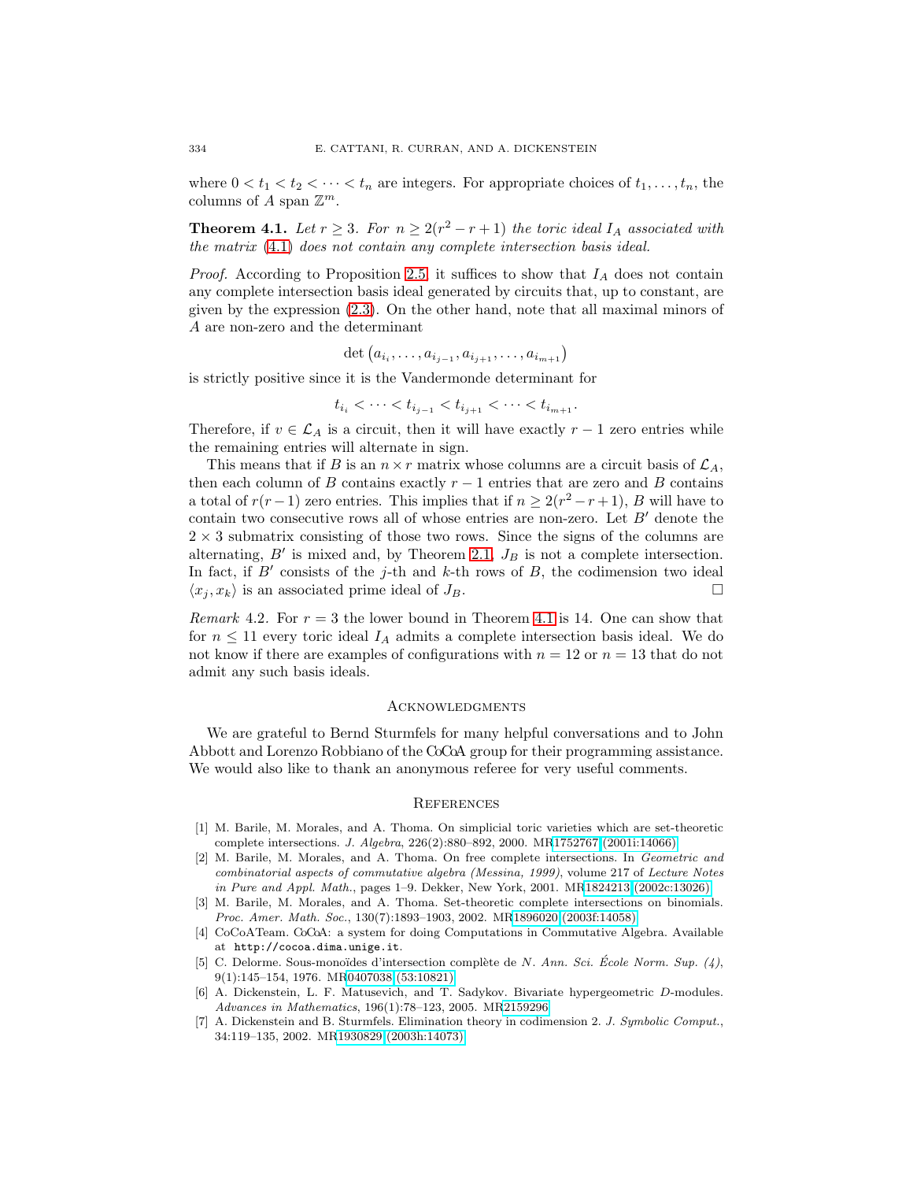where $0 < t_1 < t_2 < \cdots < t_n$ are integers. For appropriate choices of $t_1, \ldots, t_n$, the columns of $A$ span $\mathbb{Z}^m$.

**Theorem 4.1.** *Let $r \geq 3$. For $n \geq 2(r^2 - r + 1)$ the toric ideal $I_A$ associated with the matrix (4.1) does not contain any complete intersection basis ideal.*

*Proof.* According to Proposition 2.5, it suffices to show that $I_A$ does not contain any complete intersection basis ideal generated by circuits that, up to constant, are given by the expression (2.3). On the other hand, note that all maximal minors of $A$ are non-zero and the determinant

$$\det\left(a_{i_i}, \ldots, a_{i_{j-1}}, a_{i_{j+1}}, \ldots, a_{i_{m+1}}\right)$$

is strictly positive since it is the Vandermonde determinant for

$$t_{i_i} < \cdots < t_{i_{j-1}} < t_{i_{j+1}} < \cdots < t_{i_{m+1}}.$$

Therefore, if $v \in \mathcal{L}_A$ is a circuit, then it will have exactly $r-1$ zero entries while the remaining entries will alternate in sign.

This means that if $B$ is an $n \times r$ matrix whose columns are a circuit basis of $\mathcal{L}_A$, then each column of $B$ contains exactly $r-1$ entries that are zero and $B$ contains a total of $r(r-1)$ zero entries. This implies that if $n \geq 2(r^2 - r + 1)$, $B$ will have to contain two consecutive rows all of whose entries are non-zero. Let $B'$ denote the $2 \times 3$ submatrix consisting of those two rows. Since the signs of the columns are alternating, $B'$ is mixed and, by Theorem 2.1, $J_B$ is not a complete intersection. In fact, if $B'$ consists of the $j$-th and $k$-th rows of $B$, the codimension two ideal $\langle x_j, x_k \rangle$ is an associated prime ideal of $J_B$. □

*Remark* 4.2. For $r = 3$ the lower bound in Theorem 4.1 is 14. One can show that for $n \leq 11$ every toric ideal $I_A$ admits a complete intersection basis ideal. We do not know if there are examples of configurations with $n = 12$ or $n = 13$ that do not admit any such basis ideals.

## Acknowledgments

We are grateful to Bernd Sturmfels for many helpful conversations and to John Abbott and Lorenzo Robbiano of the CoCoA group for their programming assistance. We would also like to thank an anonymous referee for very useful comments.

## References

[1] M. Barile, M. Morales, and A. Thoma. On simplicial toric varieties which are set-theoretic complete intersections. *J. Algebra*, 226(2):880–892, 2000. MR1752767 (2001i:14066)

[2] M. Barile, M. Morales, and A. Thoma. On free complete intersections. In *Geometric and combinatorial aspects of commutative algebra (Messina, 1999)*, volume 217 of *Lecture Notes in Pure and Appl. Math.*, pages 1–9. Dekker, New York, 2001. MR1824213 (2002c:13026)

[3] M. Barile, M. Morales, and A. Thoma. Set-theoretic complete intersections on binomials. *Proc. Amer. Math. Soc.*, 130(7):1893–1903, 2002. MR1896020 (2003f:14058)

[4] CoCoATeam. CoCoA: a system for doing Computations in Commutative Algebra. Available at `http://cocoa.dima.unige.it`.

[5] C. Delorme. Sous-monoïdes d'intersection complète de *N*. *Ann. Sci. École Norm. Sup. (4)*, 9(1):145–154, 1976. MR0407038 (53:10821)

[6] A. Dickenstein, L. F. Matusevich, and T. Sadykov. Bivariate hypergeometric *D*-modules. *Advances in Mathematics*, 196(1):78–123, 2005. MR2159296

[7] A. Dickenstein and B. Sturmfels. Elimination theory in codimension 2. *J. Symbolic Comput.*, 34:119–135, 2002. MR1930829 (2003h:14073)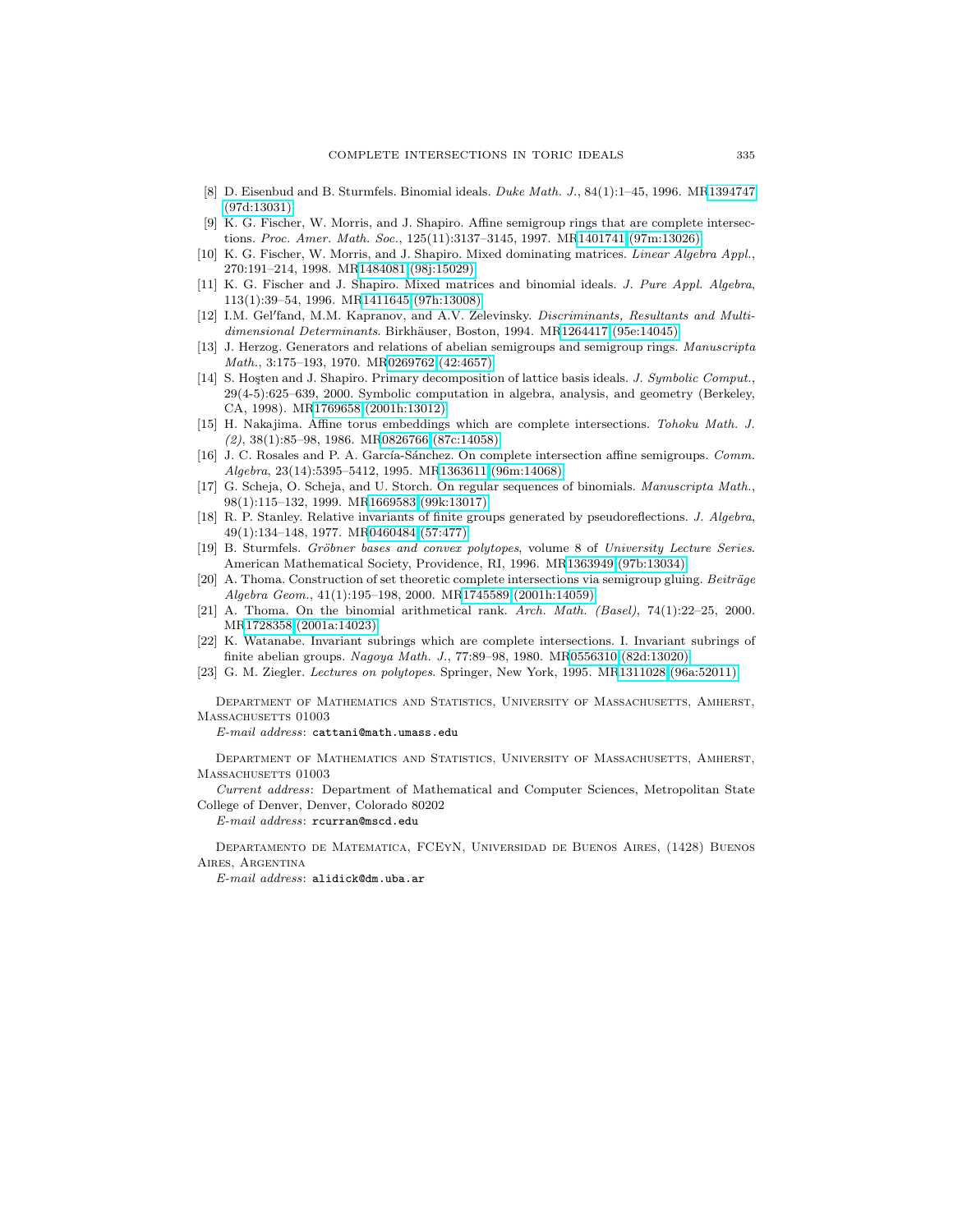[8] D. Eisenbud and B. Sturmfels. Binomial ideals. *Duke Math. J.*, 84(1):1–45, 1996. MR1394747 (97d:13031)

[9] K. G. Fischer, W. Morris, and J. Shapiro. Affine semigroup rings that are complete intersections. *Proc. Amer. Math. Soc.*, 125(11):3137–3145, 1997. MR1401741 (97m:13026)

[10] K. G. Fischer, W. Morris, and J. Shapiro. Mixed dominating matrices. *Linear Algebra Appl.*, 270:191–214, 1998. MR1484081 (98j:15029)

[11] K. G. Fischer and J. Shapiro. Mixed matrices and binomial ideals. *J. Pure Appl. Algebra*, 113(1):39–54, 1996. MR1411645 (97h:13008)

[12] I.M. Gel′fand, M.M. Kapranov, and A.V. Zelevinsky. *Discriminants, Resultants and Multidimensional Determinants*. Birkhäuser, Boston, 1994. MR1264417 (95e:14045)

[13] J. Herzog. Generators and relations of abelian semigroups and semigroup rings. *Manuscripta Math.*, 3:175–193, 1970. MR0269762 (42:4657)

[14] S. Hoşten and J. Shapiro. Primary decomposition of lattice basis ideals. *J. Symbolic Comput.*, 29(4-5):625–639, 2000. Symbolic computation in algebra, analysis, and geometry (Berkeley, CA, 1998). MR1769658 (2001h:13012)

[15] H. Nakajima. Affine torus embeddings which are complete intersections. *Tohoku Math. J. (2)*, 38(1):85–98, 1986. MR0826766 (87c:14058)

[16] J. C. Rosales and P. A. García-Sánchez. On complete intersection affine semigroups. *Comm. Algebra*, 23(14):5395–5412, 1995. MR1363611 (96m:14068)

[17] G. Scheja, O. Scheja, and U. Storch. On regular sequences of binomials. *Manuscripta Math.*, 98(1):115–132, 1999. MR1669583 (99k:13017)

[18] R. P. Stanley. Relative invariants of finite groups generated by pseudoreflections. *J. Algebra*, 49(1):134–148, 1977. MR0460484 (57:477)

[19] B. Sturmfels. *Gröbner bases and convex polytopes*, volume 8 of *University Lecture Series*. American Mathematical Society, Providence, RI, 1996. MR1363949 (97b:13034)

[20] A. Thoma. Construction of set theoretic complete intersections via semigroup gluing. *Beiträge Algebra Geom.*, 41(1):195–198, 2000. MR1745589 (2001h:14059)

[21] A. Thoma. On the binomial arithmetical rank. *Arch. Math. (Basel)*, 74(1):22–25, 2000. MR1728358 (2001a:14023)

[22] K. Watanabe. Invariant subrings which are complete intersections. I. Invariant subrings of finite abelian groups. *Nagoya Math. J.*, 77:89–98, 1980. MR0556310 (82d:13020)

[23] G. M. Ziegler. *Lectures on polytopes*. Springer, New York, 1995. MR1311028 (96a:52011)

Department of Mathematics and Statistics, University of Massachusetts, Amherst, Massachusetts 01003

*E-mail address*: cattani@math.umass.edu

Department of Mathematics and Statistics, University of Massachusetts, Amherst, Massachusetts 01003

*Current address*: Department of Mathematical and Computer Sciences, Metropolitan State College of Denver, Denver, Colorado 80202

*E-mail address*: rcurran@mscd.edu

Departamento de Matematica, FCEyN, Universidad de Buenos Aires, (1428) Buenos Aires, Argentina

*E-mail address*: alidick@dm.uba.ar